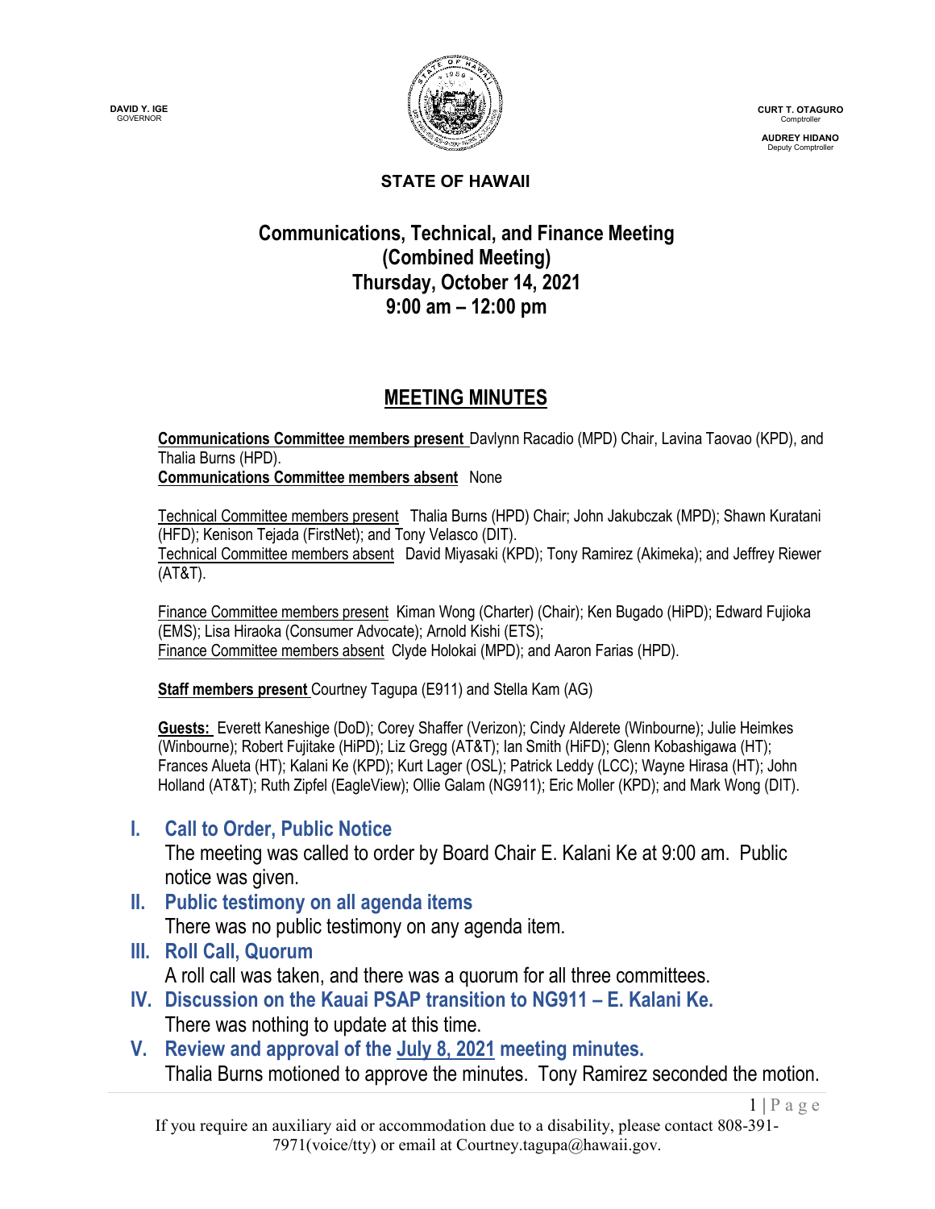DAVID Y. IGE
GOVERNOR

CURT T. OTAGURO
Comptroller

AUDREY HIDANO
Deputy Comptroller

**STATE OF HAWAII**

# Communications, Technical, and Finance Meeting (Combined Meeting)
## Thursday, October 14, 2021
## 9:00 am – 12:00 pm

## MEETING MINUTES

**Communications Committee members present** Davlynn Racadio (MPD) Chair, Lavina Taovao (KPD), and Thalia Burns (HPD).
**Communications Committee members absent** None

Technical Committee members present Thalia Burns (HPD) Chair; John Jakubczak (MPD); Shawn Kuratani (HFD); Kenison Tejada (FirstNet); and Tony Velasco (DIT).
Technical Committee members absent David Miyasaki (KPD); Tony Ramirez (Akimeka); and Jeffrey Riewer (AT&T).

Finance Committee members present Kiman Wong (Charter) (Chair); Ken Bugado (HiPD); Edward Fujioka (EMS); Lisa Hiraoka (Consumer Advocate); Arnold Kishi (ETS);
Finance Committee members absent Clyde Holokai (MPD); and Aaron Farias (HPD).

**Staff members present** Courtney Tagupa (E911) and Stella Kam (AG)

**Guests:** Everett Kaneshige (DoD); Corey Shaffer (Verizon); Cindy Alderete (Winbourne); Julie Heimkes (Winbourne); Robert Fujitake (HiPD); Liz Gregg (AT&T); Ian Smith (HiFD); Glenn Kobashigawa (HT); Frances Alueta (HT); Kalani Ke (KPD); Kurt Lager (OSL); Patrick Leddy (LCC); Wayne Hirasa (HT); John Holland (AT&T); Ruth Zipfel (EagleView); Ollie Galam (NG911); Eric Moller (KPD); and Mark Wong (DIT).

## I. Call to Order, Public Notice

The meeting was called to order by Board Chair E. Kalani Ke at 9:00 am. Public notice was given.

## II. Public testimony on all agenda items

There was no public testimony on any agenda item.

## III. Roll Call, Quorum

A roll call was taken, and there was a quorum for all three committees.

## IV. Discussion on the Kauai PSAP transition to NG911 – E. Kalani Ke.

There was nothing to update at this time.

## V. Review and approval of the July 8, 2021 meeting minutes.

Thalia Burns motioned to approve the minutes. Tony Ramirez seconded the motion.

If you require an auxiliary aid or accommodation due to a disability, please contact 808-391-7971(voice/tty) or email at Courtney.tagupa@hawaii.gov.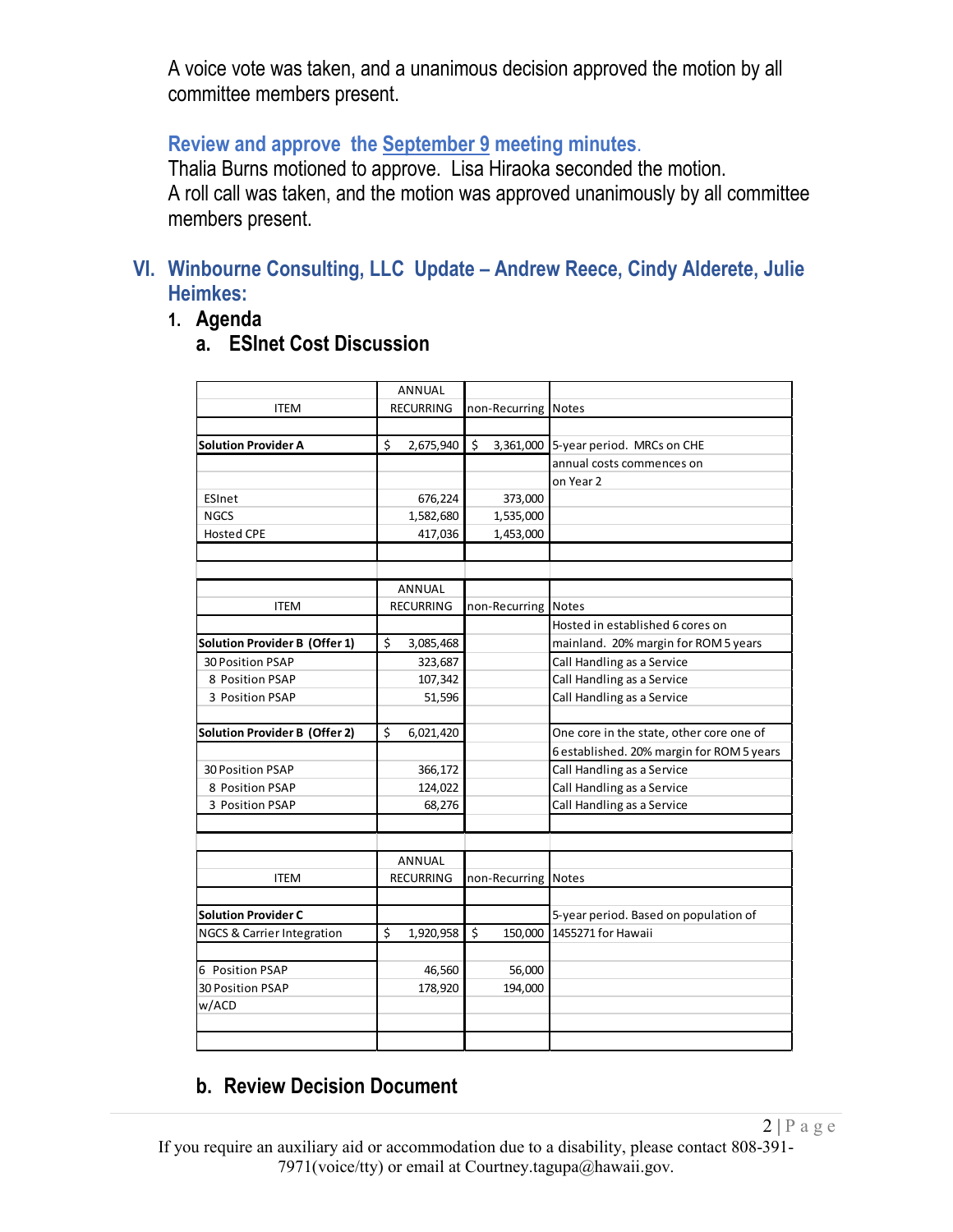A voice vote was taken, and a unanimous decision approved the motion by all committee members present.

**Review and approve the September 9 meeting minutes.**
Thalia Burns motioned to approve. Lisa Hiraoka seconded the motion.
A roll call was taken, and the motion was approved unanimously by all committee members present.

## VI. Winbourne Consulting, LLC Update – Andrew Reece, Cindy Alderete, Julie Heimkes:

### 1. Agenda

#### a. ESInet Cost Discussion

| ITEM | ANNUAL RECURRING | non-Recurring | Notes |
|---|---|---|---|
| **Solution Provider A** | $ 2,675,940 | $ 3,361,000 | 5-year period. MRCs on CHE annual costs commences on on Year 2 |
| ESInet | 676,224 | 373,000 | |
| NGCS | 1,582,680 | 1,535,000 | |
| Hosted CPE | 417,036 | 1,453,000 | |

| ITEM | ANNUAL RECURRING | non-Recurring | Notes |
|---|---|---|---|
| **Solution Provider B (Offer 1)** | $ 3,085,468 | | Hosted in established 6 cores on mainland. 20% margin for ROM 5 years |
| 30 Position PSAP | 323,687 | | Call Handling as a Service |
| 8 Position PSAP | 107,342 | | Call Handling as a Service |
| 3 Position PSAP | 51,596 | | Call Handling as a Service |
| **Solution Provider B (Offer 2)** | $ 6,021,420 | | One core in the state, other core one of 6 established. 20% margin for ROM 5 years |
| 30 Position PSAP | 366,172 | | Call Handling as a Service |
| 8 Position PSAP | 124,022 | | Call Handling as a Service |
| 3 Position PSAP | 68,276 | | Call Handling as a Service |

| ITEM | ANNUAL RECURRING | non-Recurring | Notes |
|---|---|---|---|
| **Solution Provider C** | | | 5-year period. Based on population of |
| NGCS & Carrier Integration | $ 1,920,958 | $ 150,000 | 1455271 for Hawaii |
| 6 Position PSAP | 46,560 | 56,000 | |
| 30 Position PSAP w/ACD | 178,920 | 194,000 | |

#### b. Review Decision Document

If you require an auxiliary aid or accommodation due to a disability, please contact 808-391-7971(voice/tty) or email at Courtney.tagupa@hawaii.gov.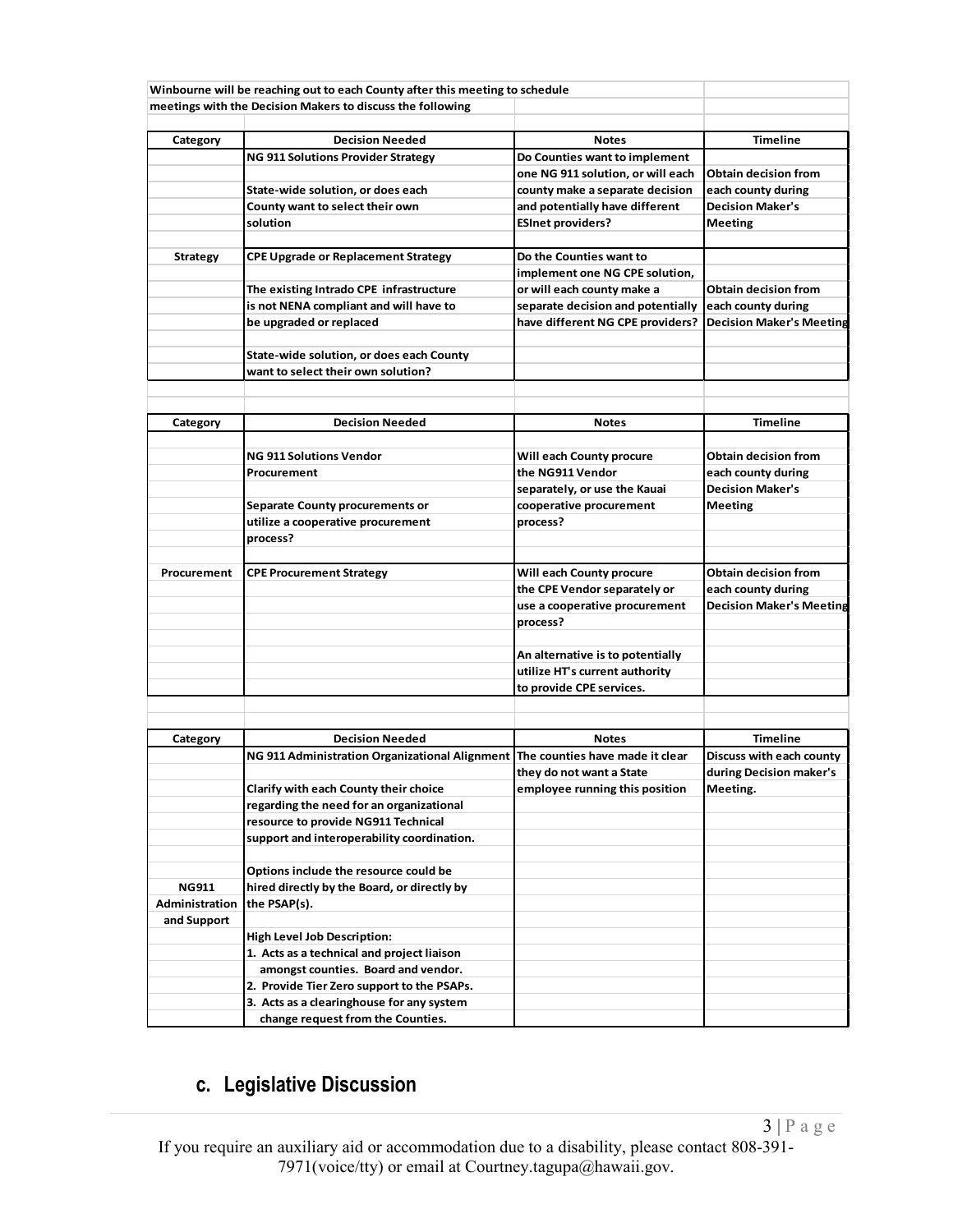Winbourne will be reaching out to each County after this meeting to schedule meetings with the Decision Makers to discuss the following

| Category | Decision Needed | Notes | Timeline |
|---|---|---|---|
| Strategy | NG 911 Solutions Provider Strategy<br><br>State-wide solution, or does each County want to select their own solution | Do Counties want to implement one NG 911 solution, or will each county make a separate decision and potentially have different ESInet providers? | Obtain decision from each county during Decision Maker's Meeting |
| | CPE Upgrade or Replacement Strategy<br><br>The existing Intrado CPE infrastructure is not NENA compliant and will have to be upgraded or replaced<br><br>State-wide solution, or does each County want to select their own solution? | Do the Counties want to implement one NG CPE solution, or will each county make a separate decision and potentially have different NG CPE providers? | Obtain decision from each county during Decision Maker's Meeting |

| Category | Decision Needed | Notes | Timeline |
|---|---|---|---|
| Procurement | NG 911 Solutions Vendor Procurement<br><br>Separate County procurements or utilize a cooperative procurement process? | Will each County procure the NG911 Vendor separately, or use the Kauai cooperative procurement process? | Obtain decision from each county during Decision Maker's Meeting |
| | CPE Procurement Strategy | Will each County procure the CPE Vendor separately or use a cooperative procurement process?<br><br>An alternative is to potentially utilize HT's current authority to provide CPE services. | Obtain decision from each county during Decision Maker's Meeting |

| Category | Decision Needed | Notes | Timeline |
|---|---|---|---|
| NG911 Administration and Support | NG 911 Administration Organizational Alignment<br><br>Clarify with each County their choice regarding the need for an organizational resource to provide NG911 Technical support and interoperability coordination.<br><br>Options include the resource could be hired directly by the Board, or directly by the PSAP(s).<br><br>High Level Job Description:<br>1. Acts as a technical and project liaison amongst counties. Board and vendor.<br>2. Provide Tier Zero support to the PSAPs.<br>3. Acts as a clearinghouse for any system change request from the Counties. | The counties have made it clear they do not want a State employee running this position | Discuss with each county during Decision maker's Meeting. |

## c. Legislative Discussion

If you require an auxiliary aid or accommodation due to a disability, please contact 808-391-7971(voice/tty) or email at Courtney.tagupa@hawaii.gov.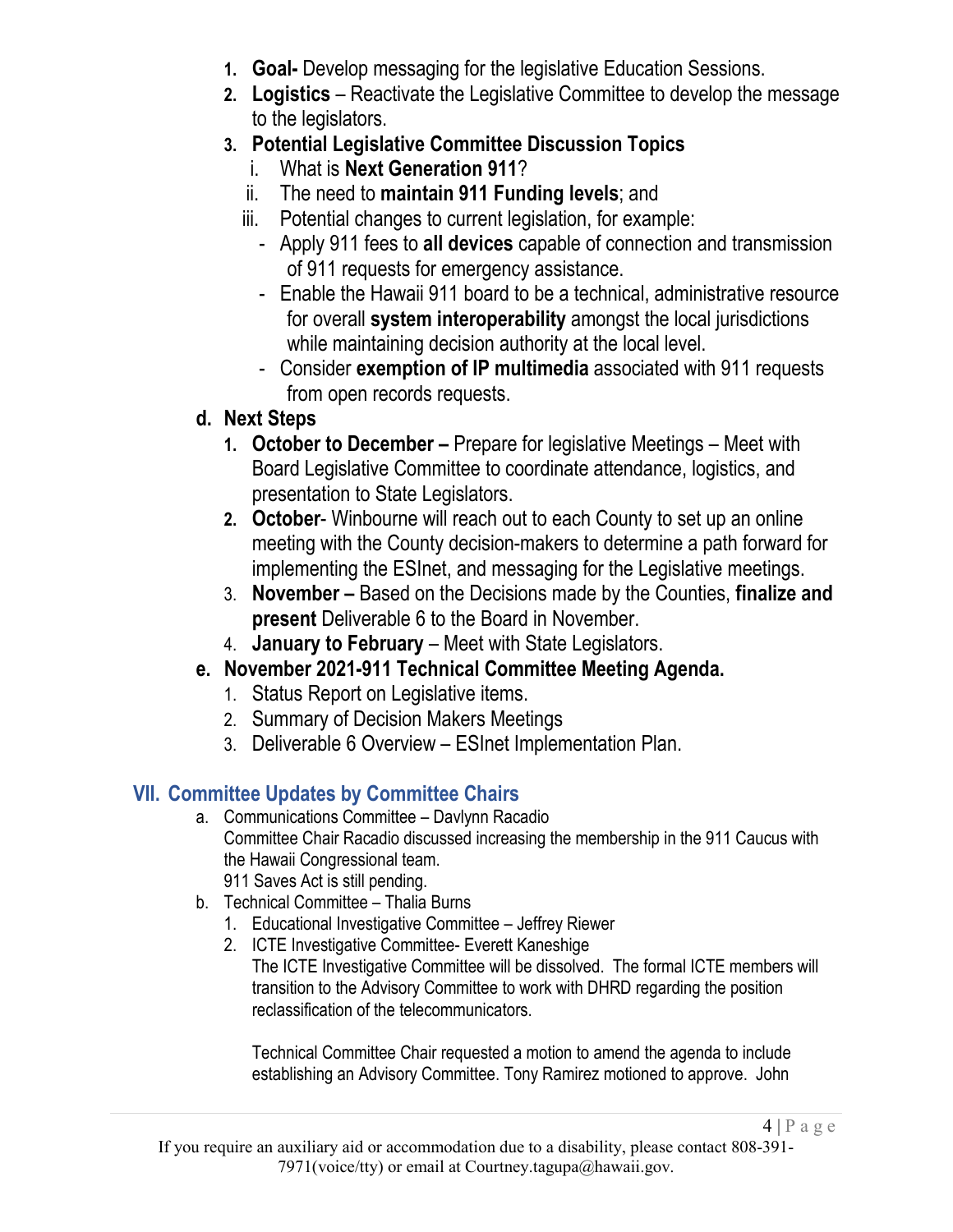1. **Goal-** Develop messaging for the legislative Education Sessions.
2. **Logistics** – Reactivate the Legislative Committee to develop the message to the legislators.
3. **Potential Legislative Committee Discussion Topics**
    i. What is **Next Generation 911**?
    ii. The need to **maintain 911 Funding levels**; and
    iii. Potential changes to current legislation, for example:
        - Apply 911 fees to **all devices** capable of connection and transmission of 911 requests for emergency assistance.
        - Enable the Hawaii 911 board to be a technical, administrative resource for overall **system interoperability** amongst the local jurisdictions while maintaining decision authority at the local level.
        - Consider **exemption of IP multimedia** associated with 911 requests from open records requests.

**d. Next Steps**

1. **October to December –** Prepare for legislative Meetings – Meet with Board Legislative Committee to coordinate attendance, logistics, and presentation to State Legislators.
2. **October**- Winbourne will reach out to each County to set up an online meeting with the County decision-makers to determine a path forward for implementing the ESInet, and messaging for the Legislative meetings.
3. **November –** Based on the Decisions made by the Counties, **finalize and present** Deliverable 6 to the Board in November.
4. **January to February** – Meet with State Legislators.

**e. November 2021-911 Technical Committee Meeting Agenda.**

1. Status Report on Legislative items.
2. Summary of Decision Makers Meetings
3. Deliverable 6 Overview – ESInet Implementation Plan.

## VII. Committee Updates by Committee Chairs

a. Communications Committee – Davlynn Racadio
   Committee Chair Racadio discussed increasing the membership in the 911 Caucus with the Hawaii Congressional team.
   911 Saves Act is still pending.

b. Technical Committee – Thalia Burns
   1. Educational Investigative Committee – Jeffrey Riewer
   2. ICTE Investigative Committee- Everett Kaneshige
      The ICTE Investigative Committee will be dissolved. The formal ICTE members will transition to the Advisory Committee to work with DHRD regarding the position reclassification of the telecommunicators.

      Technical Committee Chair requested a motion to amend the agenda to include establishing an Advisory Committee. Tony Ramirez motioned to approve. John

If you require an auxiliary aid or accommodation due to a disability, please contact 808-391-7971(voice/tty) or email at Courtney.tagupa@hawaii.gov.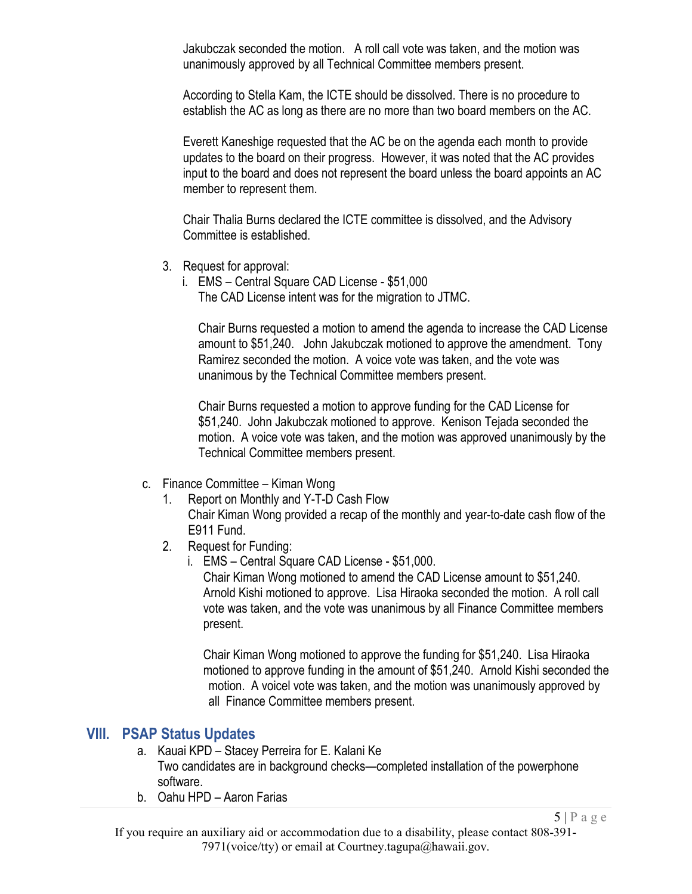Jakubczak seconded the motion. A roll call vote was taken, and the motion was unanimously approved by all Technical Committee members present.

According to Stella Kam, the ICTE should be dissolved. There is no procedure to establish the AC as long as there are no more than two board members on the AC.

Everett Kaneshige requested that the AC be on the agenda each month to provide updates to the board on their progress. However, it was noted that the AC provides input to the board and does not represent the board unless the board appoints an AC member to represent them.

Chair Thalia Burns declared the ICTE committee is dissolved, and the Advisory Committee is established.

3. Request for approval:
   i. EMS – Central Square CAD License - $51,000
      The CAD License intent was for the migration to JTMC.

      Chair Burns requested a motion to amend the agenda to increase the CAD License amount to $51,240. John Jakubczak motioned to approve the amendment. Tony Ramirez seconded the motion. A voice vote was taken, and the vote was unanimous by the Technical Committee members present.

      Chair Burns requested a motion to approve funding for the CAD License for $51,240. John Jakubczak motioned to approve. Kenison Tejada seconded the motion. A voice vote was taken, and the motion was approved unanimously by the Technical Committee members present.

c. Finance Committee – Kiman Wong
   1. Report on Monthly and Y-T-D Cash Flow
      Chair Kiman Wong provided a recap of the monthly and year-to-date cash flow of the E911 Fund.
   2. Request for Funding:
      i. EMS – Central Square CAD License - $51,000.
         Chair Kiman Wong motioned to amend the CAD License amount to $51,240. Arnold Kishi motioned to approve. Lisa Hiraoka seconded the motion. A roll call vote was taken, and the vote was unanimous by all Finance Committee members present.

         Chair Kiman Wong motioned to approve the funding for $51,240. Lisa Hiraoka motioned to approve funding in the amount of $51,240. Arnold Kishi seconded the motion. A voicel vote was taken, and the motion was unanimously approved by all Finance Committee members present.

## VIII. PSAP Status Updates

a. Kauai KPD – Stacey Perreira for E. Kalani Ke
   Two candidates are in background checks—completed installation of the powerphone software.
b. Oahu HPD – Aaron Farias

If you require an auxiliary aid or accommodation due to a disability, please contact 808-391-7971(voice/tty) or email at Courtney.tagupa@hawaii.gov.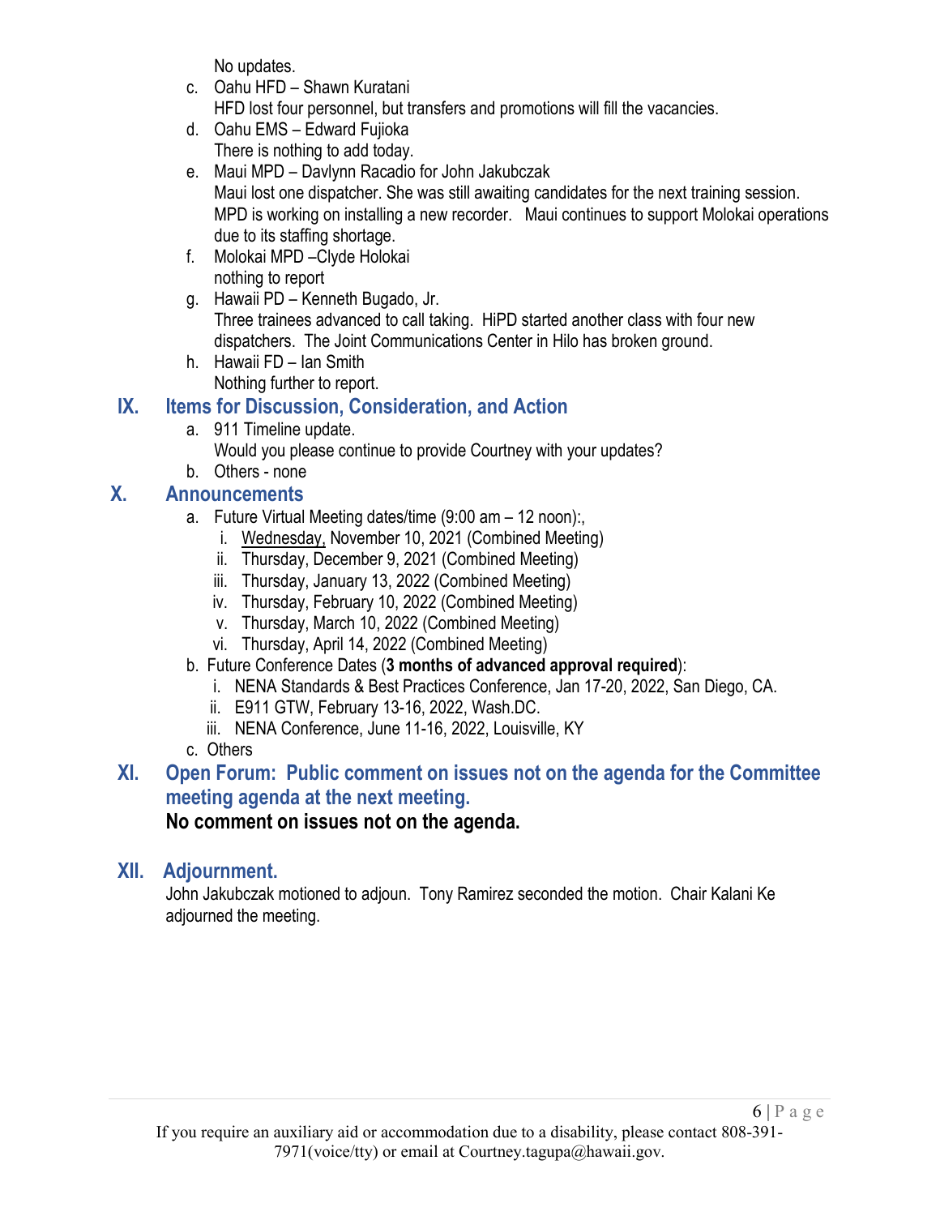No updates.

c. Oahu HFD – Shawn Kuratani
   HFD lost four personnel, but transfers and promotions will fill the vacancies.
d. Oahu EMS – Edward Fujioka
   There is nothing to add today.
e. Maui MPD – Davlynn Racadio for John Jakubczak
   Maui lost one dispatcher. She was still awaiting candidates for the next training session. MPD is working on installing a new recorder. Maui continues to support Molokai operations due to its staffing shortage.
f. Molokai MPD –Clyde Holokai
   nothing to report
g. Hawaii PD – Kenneth Bugado, Jr.
   Three trainees advanced to call taking. HiPD started another class with four new dispatchers. The Joint Communications Center in Hilo has broken ground.
h. Hawaii FD – Ian Smith
   Nothing further to report.

## IX. Items for Discussion, Consideration, and Action

a. 911 Timeline update.
   Would you please continue to provide Courtney with your updates?
b. Others - none

## X. Announcements

a. Future Virtual Meeting dates/time (9:00 am – 12 noon):,
   i. <u>Wednesday,</u> November 10, 2021 (Combined Meeting)
   ii. Thursday, December 9, 2021 (Combined Meeting)
   iii. Thursday, January 13, 2022 (Combined Meeting)
   iv. Thursday, February 10, 2022 (Combined Meeting)
   v. Thursday, March 10, 2022 (Combined Meeting)
   vi. Thursday, April 14, 2022 (Combined Meeting)
b. Future Conference Dates (**3 months of advanced approval required**):
   i. NENA Standards & Best Practices Conference, Jan 17-20, 2022, San Diego, CA.
   ii. E911 GTW, February 13-16, 2022, Wash.DC.
   iii. NENA Conference, June 11-16, 2022, Louisville, KY
c. Others

## XI. Open Forum: Public comment on issues not on the agenda for the Committee meeting agenda at the next meeting.

**No comment on issues not on the agenda.**

## XII. Adjournment.

John Jakubczak motioned to adjoun. Tony Ramirez seconded the motion. Chair Kalani Ke adjourned the meeting.

If you require an auxiliary aid or accommodation due to a disability, please contact 808-391-7971(voice/tty) or email at Courtney.tagupa@hawaii.gov.